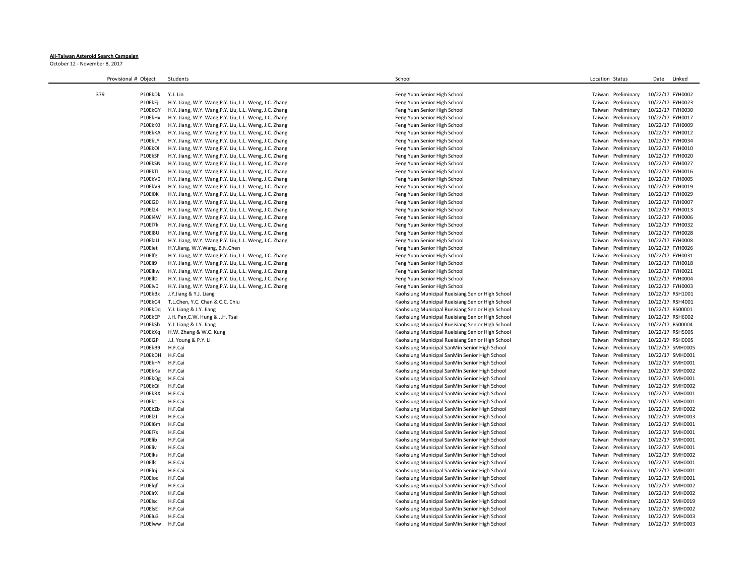**All-Taiwan Asteroid Search Campaign**

October 12 - November 8, 2017

| Provisional # | Object | Students | School | Location | Status | Date | Linked |
|---|---|---|---|---|---|---|---|
| 379 | P10EkDk | Y.J. Lin | Feng Yuan Senior High School | Taiwan | Preliminary | 10/22/17 | FYH0002 |
| | P10EkEj | H.Y. Jiang, W.Y. Wang,P.Y. Liu, L.L. Weng, J.C. Zhang | Feng Yuan Senior High School | Taiwan | Preliminary | 10/22/17 | FYH0023 |
| | P10EkGY | H.Y. Jiang, W.Y. Wang,P.Y. Liu, L.L. Weng, J.C. Zhang | Feng Yuan Senior High School | Taiwan | Preliminary | 10/22/17 | FYH0030 |
| | P10EkHx | H.Y. Jiang, W.Y. Wang,P.Y. Liu, L.L. Weng, J.C. Zhang | Feng Yuan Senior High School | Taiwan | Preliminary | 10/22/17 | FYH0017 |
| | P10EkK0 | H.Y. Jiang, W.Y. Wang,P.Y. Liu, L.L. Weng, J.C. Zhang | Feng Yuan Senior High School | Taiwan | Preliminary | 10/22/17 | FYH0009 |
| | P10EkKA | H.Y. Jiang, W.Y. Wang,P.Y. Liu, L.L. Weng, J.C. Zhang | Feng Yuan Senior High School | Taiwan | Preliminary | 10/22/17 | FYH0012 |
| | P10EkLY | H.Y. Jiang, W.Y. Wang,P.Y. Liu, L.L. Weng, J.C. Zhang | Feng Yuan Senior High School | Taiwan | Preliminary | 10/22/17 | FYH0034 |
| | P10EkOl | H.Y. Jiang, W.Y. Wang,P.Y. Liu, L.L. Weng, J.C. Zhang | Feng Yuan Senior High School | Taiwan | Preliminary | 10/22/17 | FYH0010 |
| | P10EkSF | H.Y. Jiang, W.Y. Wang,P.Y. Liu, L.L. Weng, J.C. Zhang | Feng Yuan Senior High School | Taiwan | Preliminary | 10/22/17 | FYH0020 |
| | P10EkSN | H.Y. Jiang, W.Y. Wang,P.Y. Liu, L.L. Weng, J.C. Zhang | Feng Yuan Senior High School | Taiwan | Preliminary | 10/22/17 | FYH0027 |
| | P10EkTl | H.Y. Jiang, W.Y. Wang,P.Y. Liu, L.L. Weng, J.C. Zhang | Feng Yuan Senior High School | Taiwan | Preliminary | 10/22/17 | FYH0016 |
| | P10EkV0 | H.Y. Jiang, W.Y. Wang,P.Y. Liu, L.L. Weng, J.C. Zhang | Feng Yuan Senior High School | Taiwan | Preliminary | 10/22/17 | FYH0005 |
| | P10EkV9 | H.Y. Jiang, W.Y. Wang,P.Y. Liu, L.L. Weng, J.C. Zhang | Feng Yuan Senior High School | Taiwan | Preliminary | 10/22/17 | FYH0019 |
| | P10El0K | H.Y. Jiang, W.Y. Wang,P.Y. Liu, L.L. Weng, J.C. Zhang | Feng Yuan Senior High School | Taiwan | Preliminary | 10/22/17 | FYH0029 |
| | P10El20 | H.Y. Jiang, W.Y. Wang,P.Y. Liu, L.L. Weng, J.C. Zhang | Feng Yuan Senior High School | Taiwan | Preliminary | 10/22/17 | FYH0007 |
| | P10El24 | H.Y. Jiang, W.Y. Wang,P.Y. Liu, L.L. Weng, J.C. Zhang | Feng Yuan Senior High School | Taiwan | Preliminary | 10/22/17 | FYH0013 |
| | P10El4W | H.Y. Jiang, W.Y. Wang,P.Y. Liu, L.L. Weng, J.C. Zhang | Feng Yuan Senior High School | Taiwan | Preliminary | 10/22/17 | FYH0006 |
| | P10El7k | H.Y. Jiang, W.Y. Wang,P.Y. Liu, L.L. Weng, J.C. Zhang | Feng Yuan Senior High School | Taiwan | Preliminary | 10/22/17 | FYH0032 |
| | P10El8U | H.Y. Jiang, W.Y. Wang,P.Y. Liu, L.L. Weng, J.C. Zhang | Feng Yuan Senior High School | Taiwan | Preliminary | 10/22/17 | FYH0028 |
| | P10ElaU | H.Y. Jiang, W.Y. Wang,P.Y. Liu, L.L. Weng, J.C. Zhang | Feng Yuan Senior High School | Taiwan | Preliminary | 10/22/17 | FYH0008 |
| | P10Elet | H.Y.Jiang, W.Y.Wang, B.N.Chen | Feng Yuan Senior High School | Taiwan | Preliminary | 10/22/17 | FYH0026 |
| | P10Elfg | H.Y. Jiang, W.Y. Wang,P.Y. Liu, L.L. Weng, J.C. Zhang | Feng Yuan Senior High School | Taiwan | Preliminary | 10/22/17 | FYH0031 |
| | P10Eli9 | H.Y. Jiang, W.Y. Wang,P.Y. Liu, L.L. Weng, J.C. Zhang | Feng Yuan Senior High School | Taiwan | Preliminary | 10/22/17 | FYH0018 |
| | P10Elkw | H.Y. Jiang, W.Y. Wang,P.Y. Liu, L.L. Weng, J.C. Zhang | Feng Yuan Senior High School | Taiwan | Preliminary | 10/22/17 | FYH0021 |
| | P10ElID | H.Y. Jiang, W.Y. Wang,P.Y. Liu, L.L. Weng, J.C. Zhang | Feng Yuan Senior High School | Taiwan | Preliminary | 10/22/17 | FYH0004 |
| | P10Elv0 | H.Y. Jiang, W.Y. Wang,P.Y. Liu, L.L. Weng, J.C. Zhang | Feng Yuan Senior High School | Taiwan | Preliminary | 10/22/17 | FYH0003 |
| | P10EkBx | J.Y.Jiang & Y.J. Liang | Kaohsiung Municipal Rueisiang Senior High School | Taiwan | Preliminary | 10/22/17 | RSH1001 |
| | P10EkC4 | T.L.Chen, Y.C. Chan & C.C. Chiu | Kaohsiung Municipal Rueisiang Senior High School | Taiwan | Preliminary | 10/22/17 | RSH4001 |
| | P10EkDq | Y.J. Liang & J.Y. Jiang | Kaohsiung Municipal Rueisiang Senior High School | Taiwan | Preliminary | 10/22/17 | RS00001 |
| | P10EkEP | J.H. Pan,C.W. Hung & J.H. Tsai | Kaohsiung Municipal Rueisiang Senior High School | Taiwan | Preliminary | 10/22/17 | RSH6002 |
| | P10EkSb | Y.J. Liang & J.Y. Jiang | Kaohsiung Municipal Rueisiang Senior High School | Taiwan | Preliminary | 10/22/17 | RS00004 |
| | P10EkXq | H.W. Zhang & W.C. Kung | Kaohsiung Municipal Rueisiang Senior High School | Taiwan | Preliminary | 10/22/17 | RSH5005 |
| | P10El2P | J.J. Young & P.Y. Li | Kaohsiung Municipal Rueisiang Senior High School | Taiwan | Preliminary | 10/22/17 | RSH0005 |
| | P10EkB9 | H.F.Cai | Kaohsiung Municipal SanMin Senior High School | Taiwan | Preliminary | 10/22/17 | SMH0005 |
| | P10EkDH | H.F.Cai | Kaohsiung Municipal SanMin Senior High School | Taiwan | Preliminary | 10/22/17 | SMH0001 |
| | P10EkHY | H.F.Cai | Kaohsiung Municipal SanMin Senior High School | Taiwan | Preliminary | 10/22/17 | SMH0001 |
| | P10EkKa | H.F.Cai | Kaohsiung Municipal SanMin Senior High School | Taiwan | Preliminary | 10/22/17 | SMH0002 |
| | P10EkQg | H.F.Cai | Kaohsiung Municipal SanMin Senior High School | Taiwan | Preliminary | 10/22/17 | SMH0001 |
| | P10EkQl | H.F.Cai | Kaohsiung Municipal SanMin Senior High School | Taiwan | Preliminary | 10/22/17 | SMH0002 |
| | P10EkRX | H.F.Cai | Kaohsiung Municipal SanMin Senior High School | Taiwan | Preliminary | 10/22/17 | SMH0001 |
| | P10EktL | H.F.Cai | Kaohsiung Municipal SanMin Senior High School | Taiwan | Preliminary | 10/22/17 | SMH0001 |
| | P10EkZb | H.F.Cai | Kaohsiung Municipal SanMin Senior High School | Taiwan | Preliminary | 10/22/17 | SMH0002 |
| | P10El2l | H.F.Cai | Kaohsiung Municipal SanMin Senior High School | Taiwan | Preliminary | 10/22/17 | SMH0003 |
| | P10El6m | H.F.Cai | Kaohsiung Municipal SanMin Senior High School | Taiwan | Preliminary | 10/22/17 | SMH0001 |
| | P10El7s | H.F.Cai | Kaohsiung Municipal SanMin Senior High School | Taiwan | Preliminary | 10/22/17 | SMH0001 |
| | P10Elib | H.F.Cai | Kaohsiung Municipal SanMin Senior High School | Taiwan | Preliminary | 10/22/17 | SMH0001 |
| | P10Eliv | H.F.Cai | Kaohsiung Municipal SanMin Senior High School | Taiwan | Preliminary | 10/22/17 | SMH0001 |
| | P10Elks | H.F.Cai | Kaohsiung Municipal SanMin Senior High School | Taiwan | Preliminary | 10/22/17 | SMH0002 |
| | P10Ells | H.F.Cai | Kaohsiung Municipal SanMin Senior High School | Taiwan | Preliminary | 10/22/17 | SMH0001 |
| | P10Elnj | H.F.Cai | Kaohsiung Municipal SanMin Senior High School | Taiwan | Preliminary | 10/22/17 | SMH0001 |
| | P10Eloc | H.F.Cai | Kaohsiung Municipal SanMin Senior High School | Taiwan | Preliminary | 10/22/17 | SMH0001 |
| | P10Elqf | H.F.Cai | Kaohsiung Municipal SanMin Senior High School | Taiwan | Preliminary | 10/22/17 | SMH0002 |
| | P10ElrX | H.F.Cai | Kaohsiung Municipal SanMin Senior High School | Taiwan | Preliminary | 10/22/17 | SMH0002 |
| | P10Elsc | H.F.Cai | Kaohsiung Municipal SanMin Senior High School | Taiwan | Preliminary | 10/22/17 | SMH0019 |
| | P10ElsE | H.F.Cai | Kaohsiung Municipal SanMin Senior High School | Taiwan | Preliminary | 10/22/17 | SMH0002 |
| | P10Elu3 | H.F.Cai | Kaohsiung Municipal SanMin Senior High School | Taiwan | Preliminary | 10/22/17 | SMH0003 |
| | P10Elww | H.F.Cai | Kaohsiung Municipal SanMin Senior High School | Taiwan | Preliminary | 10/22/17 | SMH0003 |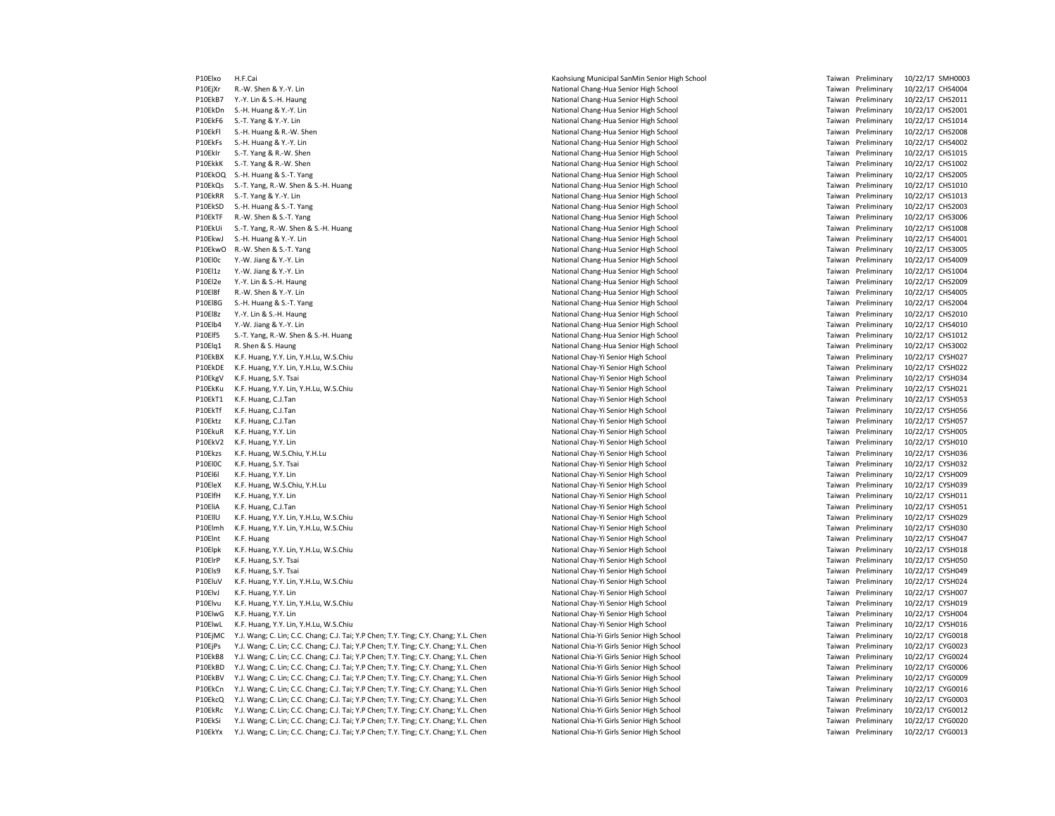| | | | | | | |
|---|---|---|---|---|---|---|
| P10Elxo | H.F.Cai | Kaohsiung Municipal SanMin Senior High School | Taiwan | Preliminary | 10/22/17 | SMH0003 |
| P10EjXr | R.-W. Shen & Y.-Y. Lin | National Chang-Hua Senior High School | Taiwan | Preliminary | 10/22/17 | CHS4004 |
| P10EkB7 | Y.-Y. Lin & S.-H. Haung | National Chang-Hua Senior High School | Taiwan | Preliminary | 10/22/17 | CHS2011 |
| P10EkDn | S.-H. Huang & Y.-Y. Lin | National Chang-Hua Senior High School | Taiwan | Preliminary | 10/22/17 | CHS2001 |
| P10EkF6 | S.-T. Yang & Y.-Y. Lin | National Chang-Hua Senior High School | Taiwan | Preliminary | 10/22/17 | CHS1014 |
| P10EkFl | S.-H. Huang & R.-W. Shen | National Chang-Hua Senior High School | Taiwan | Preliminary | 10/22/17 | CHS2008 |
| P10EkFs | S.-H. Huang & Y.-Y. Lin | National Chang-Hua Senior High School | Taiwan | Preliminary | 10/22/17 | CHS4002 |
| P10EkIr | S.-T. Yang & R.-W. Shen | National Chang-Hua Senior High School | Taiwan | Preliminary | 10/22/17 | CHS1015 |
| P10EkkK | S.-T. Yang & R.-W. Shen | National Chang-Hua Senior High School | Taiwan | Preliminary | 10/22/17 | CHS1002 |
| P10EkOQ | S.-H. Huang & S.-T. Yang | National Chang-Hua Senior High School | Taiwan | Preliminary | 10/22/17 | CHS2005 |
| P10EkQs | S.-T. Yang, R.-W. Shen & S.-H. Huang | National Chang-Hua Senior High School | Taiwan | Preliminary | 10/22/17 | CHS1010 |
| P10EkRR | S.-T. Yang & Y.-Y. Lin | National Chang-Hua Senior High School | Taiwan | Preliminary | 10/22/17 | CHS1013 |
| P10EkSD | S.-H. Huang & S.-T. Yang | National Chang-Hua Senior High School | Taiwan | Preliminary | 10/22/17 | CHS2003 |
| P10EkTF | R.-W. Shen & S.-T. Yang | National Chang-Hua Senior High School | Taiwan | Preliminary | 10/22/17 | CHS3006 |
| P10EkUi | S.-T. Yang, R.-W. Shen & S.-H. Huang | National Chang-Hua Senior High School | Taiwan | Preliminary | 10/22/17 | CHS1008 |
| P10EkwJ | S.-H. Huang & Y.-Y. Lin | National Chang-Hua Senior High School | Taiwan | Preliminary | 10/22/17 | CHS4001 |
| P10EkwO | R.-W. Shen & S.-T. Yang | National Chang-Hua Senior High School | Taiwan | Preliminary | 10/22/17 | CHS3005 |
| P10El0c | Y.-W. Jiang & Y.-Y. Lin | National Chang-Hua Senior High School | Taiwan | Preliminary | 10/22/17 | CHS4009 |
| P10El1z | Y.-W. Jiang & Y.-Y. Lin | National Chang-Hua Senior High School | Taiwan | Preliminary | 10/22/17 | CHS1004 |
| P10El2e | Y.-Y. Lin & S.-H. Haung | National Chang-Hua Senior High School | Taiwan | Preliminary | 10/22/17 | CHS2009 |
| P10El8f | R.-W. Shen & Y.-Y. Lin | National Chang-Hua Senior High School | Taiwan | Preliminary | 10/22/17 | CHS4005 |
| P10El8G | S.-H. Huang & S.-T. Yang | National Chang-Hua Senior High School | Taiwan | Preliminary | 10/22/17 | CHS2004 |
| P10El8z | Y.-Y. Lin & S.-H. Haung | National Chang-Hua Senior High School | Taiwan | Preliminary | 10/22/17 | CHS2010 |
| P10Elb4 | Y.-W. Jiang & Y.-Y. Lin | National Chang-Hua Senior High School | Taiwan | Preliminary | 10/22/17 | CHS4010 |
| P10Elf5 | S.-T. Yang, R.-W. Shen & S.-H. Huang | National Chang-Hua Senior High School | Taiwan | Preliminary | 10/22/17 | CHS1012 |
| P10Elq1 | R. Shen & S. Haung | National Chang-Hua Senior High School | Taiwan | Preliminary | 10/22/17 | CHS3002 |
| P10EkBX | K.F. Huang, Y.Y. Lin, Y.H.Lu, W.S.Chiu | National Chay-Yi Senior High School | Taiwan | Preliminary | 10/22/17 | CYSH027 |
| P10EkDE | K.F. Huang, Y.Y. Lin, Y.H.Lu, W.S.Chiu | National Chay-Yi Senior High School | Taiwan | Preliminary | 10/22/17 | CYSH022 |
| P10EkgV | K.F. Huang, S.Y. Tsai | National Chay-Yi Senior High School | Taiwan | Preliminary | 10/22/17 | CYSH034 |
| P10EkKu | K.F. Huang, Y.Y. Lin, Y.H.Lu, W.S.Chiu | National Chay-Yi Senior High School | Taiwan | Preliminary | 10/22/17 | CYSH021 |
| P10EkT1 | K.F. Huang, C.J.Tan | National Chay-Yi Senior High School | Taiwan | Preliminary | 10/22/17 | CYSH053 |
| P10EkTf | K.F. Huang, C.J.Tan | National Chay-Yi Senior High School | Taiwan | Preliminary | 10/22/17 | CYSH056 |
| P10Ektz | K.F. Huang, C.J.Tan | National Chay-Yi Senior High School | Taiwan | Preliminary | 10/22/17 | CYSH057 |
| P10EkuR | K.F. Huang, Y.Y. Lin | National Chay-Yi Senior High School | Taiwan | Preliminary | 10/22/17 | CYSH005 |
| P10EkV2 | K.F. Huang, Y.Y. Lin | National Chay-Yi Senior High School | Taiwan | Preliminary | 10/22/17 | CYSH010 |
| P10Ekzs | K.F. Huang, W.S.Chiu, Y.H.Lu | National Chay-Yi Senior High School | Taiwan | Preliminary | 10/22/17 | CYSH036 |
| P10El0C | K.F. Huang, S.Y. Tsai | National Chay-Yi Senior High School | Taiwan | Preliminary | 10/22/17 | CYSH032 |
| P10El6l | K.F. Huang, Y.Y. Lin | National Chay-Yi Senior High School | Taiwan | Preliminary | 10/22/17 | CYSH009 |
| P10EleX | K.F. Huang, W.S.Chiu, Y.H.Lu | National Chay-Yi Senior High School | Taiwan | Preliminary | 10/22/17 | CYSH039 |
| P10ElfH | K.F. Huang, Y.Y. Lin | National Chay-Yi Senior High School | Taiwan | Preliminary | 10/22/17 | CYSH011 |
| P10EliA | K.F. Huang, C.J.Tan | National Chay-Yi Senior High School | Taiwan | Preliminary | 10/22/17 | CYSH051 |
| P10EllU | K.F. Huang, Y.Y. Lin, Y.H.Lu, W.S.Chiu | National Chay-Yi Senior High School | Taiwan | Preliminary | 10/22/17 | CYSH029 |
| P10Elmh | K.F. Huang, Y.Y. Lin, Y.H.Lu, W.S.Chiu | National Chay-Yi Senior High School | Taiwan | Preliminary | 10/22/17 | CYSH030 |
| P10Elnt | K.F. Huang | National Chay-Yi Senior High School | Taiwan | Preliminary | 10/22/17 | CYSH047 |
| P10Elpk | K.F. Huang, Y.Y. Lin, Y.H.Lu, W.S.Chiu | National Chay-Yi Senior High School | Taiwan | Preliminary | 10/22/17 | CYSH018 |
| P10ElrP | K.F. Huang, S.Y. Tsai | National Chay-Yi Senior High School | Taiwan | Preliminary | 10/22/17 | CYSH050 |
| P10Els9 | K.F. Huang, S.Y. Tsai | National Chay-Yi Senior High School | Taiwan | Preliminary | 10/22/17 | CYSH049 |
| P10EluV | K.F. Huang, Y.Y. Lin, Y.H.Lu, W.S.Chiu | National Chay-Yi Senior High School | Taiwan | Preliminary | 10/22/17 | CYSH024 |
| P10ElvJ | K.F. Huang, Y.Y. Lin | National Chay-Yi Senior High School | Taiwan | Preliminary | 10/22/17 | CYSH007 |
| P10Elvu | K.F. Huang, Y.Y. Lin, Y.H.Lu, W.S.Chiu | National Chay-Yi Senior High School | Taiwan | Preliminary | 10/22/17 | CYSH019 |
| P10ElwG | K.F. Huang, Y.Y. Lin | National Chay-Yi Senior High School | Taiwan | Preliminary | 10/22/17 | CYSH004 |
| P10ElwL | K.F. Huang, Y.Y. Lin, Y.H.Lu, W.S.Chiu | National Chay-Yi Senior High School | Taiwan | Preliminary | 10/22/17 | CYSH016 |
| P10EjMC | Y.J. Wang; C. Lin; C.C. Chang; C.J. Tai; Y.P Chen; T.Y. Ting; C.Y. Chang; Y.L. Chen | National Chia-Yi Girls Senior High School | Taiwan | Preliminary | 10/22/17 | CYG0018 |
| P10EjPs | Y.J. Wang; C. Lin; C.C. Chang; C.J. Tai; Y.P Chen; T.Y. Ting; C.Y. Chang; Y.L. Chen | National Chia-Yi Girls Senior High School | Taiwan | Preliminary | 10/22/17 | CYG0023 |
| P10EkB8 | Y.J. Wang; C. Lin; C.C. Chang; C.J. Tai; Y.P Chen; T.Y. Ting; C.Y. Chang; Y.L. Chen | National Chia-Yi Girls Senior High School | Taiwan | Preliminary | 10/22/17 | CYG0024 |
| P10EkBD | Y.J. Wang; C. Lin; C.C. Chang; C.J. Tai; Y.P Chen; T.Y. Ting; C.Y. Chang; Y.L. Chen | National Chia-Yi Girls Senior High School | Taiwan | Preliminary | 10/22/17 | CYG0006 |
| P10EkBV | Y.J. Wang; C. Lin; C.C. Chang; C.J. Tai; Y.P Chen; T.Y. Ting; C.Y. Chang; Y.L. Chen | National Chia-Yi Girls Senior High School | Taiwan | Preliminary | 10/22/17 | CYG0009 |
| P10EkCn | Y.J. Wang; C. Lin; C.C. Chang; C.J. Tai; Y.P Chen; T.Y. Ting; C.Y. Chang; Y.L. Chen | National Chia-Yi Girls Senior High School | Taiwan | Preliminary | 10/22/17 | CYG0016 |
| P10EkcQ | Y.J. Wang; C. Lin; C.C. Chang; C.J. Tai; Y.P Chen; T.Y. Ting; C.Y. Chang; Y.L. Chen | National Chia-Yi Girls Senior High School | Taiwan | Preliminary | 10/22/17 | CYG0003 |
| P10EkRc | Y.J. Wang; C. Lin; C.C. Chang; C.J. Tai; Y.P Chen; T.Y. Ting; C.Y. Chang; Y.L. Chen | National Chia-Yi Girls Senior High School | Taiwan | Preliminary | 10/22/17 | CYG0012 |
| P10EkSi | Y.J. Wang; C. Lin; C.C. Chang; C.J. Tai; Y.P Chen; T.Y. Ting; C.Y. Chang; Y.L. Chen | National Chia-Yi Girls Senior High School | Taiwan | Preliminary | 10/22/17 | CYG0020 |
| P10EkYx | Y.J. Wang; C. Lin; C.C. Chang; C.J. Tai; Y.P Chen; T.Y. Ting; C.Y. Chang; Y.L. Chen | National Chia-Yi Girls Senior High School | Taiwan | Preliminary | 10/22/17 | CYG0013 |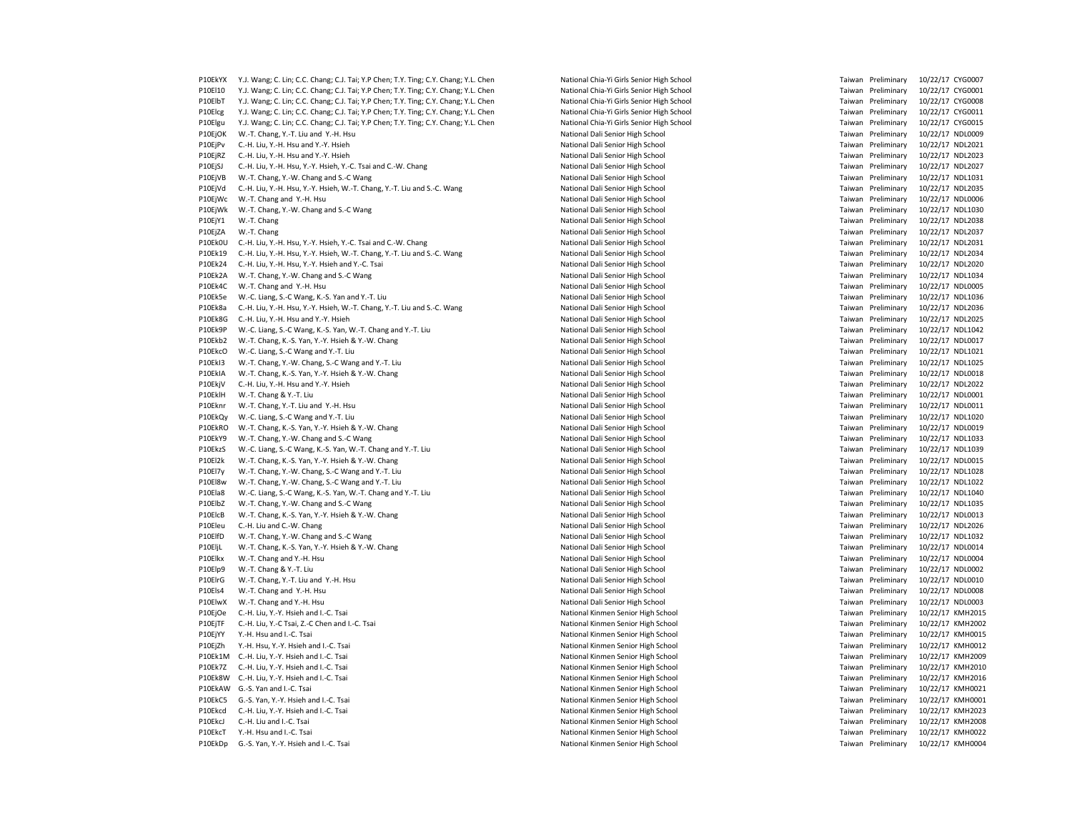| | | | | | | |
|---|---|---|---|---|---|---|
| P10EkYX | Y.J. Wang; C. Lin; C.C. Chang; C.J. Tai; Y.P Chen; T.Y. Ting; C.Y. Chang; Y.L. Chen | National Chia-Yi Girls Senior High School | Taiwan | Preliminary | 10/22/17 | CYG0007 |
| P10El10 | Y.J. Wang; C. Lin; C.C. Chang; C.J. Tai; Y.P Chen; T.Y. Ting; C.Y. Chang; Y.L. Chen | National Chia-Yi Girls Senior High School | Taiwan | Preliminary | 10/22/17 | CYG0001 |
| P10ElbT | Y.J. Wang; C. Lin; C.C. Chang; C.J. Tai; Y.P Chen; T.Y. Ting; C.Y. Chang; Y.L. Chen | National Chia-Yi Girls Senior High School | Taiwan | Preliminary | 10/22/17 | CYG0008 |
| P10Elcg | Y.J. Wang; C. Lin; C.C. Chang; C.J. Tai; Y.P Chen; T.Y. Ting; C.Y. Chang; Y.L. Chen | National Chia-Yi Girls Senior High School | Taiwan | Preliminary | 10/22/17 | CYG0011 |
| P10Elgu | Y.J. Wang; C. Lin; C.C. Chang; C.J. Tai; Y.P Chen; T.Y. Ting; C.Y. Chang; Y.L. Chen | National Chia-Yi Girls Senior High School | Taiwan | Preliminary | 10/22/17 | CYG0015 |
| P10EjOK | W.-T. Chang, Y.-T. Liu and Y.-H. Hsu | National Dali Senior High School | Taiwan | Preliminary | 10/22/17 | NDL0009 |
| P10EjPv | C.-H. Liu, Y.-H. Hsu and Y.-Y. Hsieh | National Dali Senior High School | Taiwan | Preliminary | 10/22/17 | NDL2021 |
| P10EjRZ | C.-H. Liu, Y.-H. Hsu and Y.-Y. Hsieh | National Dali Senior High School | Taiwan | Preliminary | 10/22/17 | NDL2023 |
| P10EjSJ | C.-H. Liu, Y.-H. Hsu, Y.-Y. Hsieh, Y.-C. Tsai and C.-W. Chang | National Dali Senior High School | Taiwan | Preliminary | 10/22/17 | NDL2027 |
| P10EjVB | W.-T. Chang, Y.-W. Chang and S.-C Wang | National Dali Senior High School | Taiwan | Preliminary | 10/22/17 | NDL1031 |
| P10EjVd | C.-H. Liu, Y.-H. Hsu, Y.-Y. Hsieh, W.-T. Chang, Y.-T. Liu and S.-C. Wang | National Dali Senior High School | Taiwan | Preliminary | 10/22/17 | NDL2035 |
| P10EjWc | W.-T. Chang and Y.-H. Hsu | National Dali Senior High School | Taiwan | Preliminary | 10/22/17 | NDL0006 |
| P10EjWk | W.-T. Chang, Y.-W. Chang and S.-C Wang | National Dali Senior High School | Taiwan | Preliminary | 10/22/17 | NDL1030 |
| P10EjY1 | W.-T. Chang | National Dali Senior High School | Taiwan | Preliminary | 10/22/17 | NDL2038 |
| P10EjZA | W.-T. Chang | National Dali Senior High School | Taiwan | Preliminary | 10/22/17 | NDL2037 |
| P10Ek0U | C.-H. Liu, Y.-H. Hsu, Y.-Y. Hsieh, Y.-C. Tsai and C.-W. Chang | National Dali Senior High School | Taiwan | Preliminary | 10/22/17 | NDL2031 |
| P10Ek19 | C.-H. Liu, Y.-H. Hsu, Y.-Y. Hsieh, W.-T. Chang, Y.-T. Liu and S.-C. Wang | National Dali Senior High School | Taiwan | Preliminary | 10/22/17 | NDL2034 |
| P10Ek24 | C.-H. Liu, Y.-H. Hsu, Y.-Y. Hsieh and Y.-C. Tsai | National Dali Senior High School | Taiwan | Preliminary | 10/22/17 | NDL2020 |
| P10Ek2A | W.-T. Chang, Y.-W. Chang and S.-C Wang | National Dali Senior High School | Taiwan | Preliminary | 10/22/17 | NDL1034 |
| P10Ek4C | W.-T. Chang and Y.-H. Hsu | National Dali Senior High School | Taiwan | Preliminary | 10/22/17 | NDL0005 |
| P10Ek5e | W.-C. Liang, S.-C Wang, K.-S. Yan and Y.-T. Liu | National Dali Senior High School | Taiwan | Preliminary | 10/22/17 | NDL1036 |
| P10Ek8a | C.-H. Liu, Y.-H. Hsu, Y.-Y. Hsieh, W.-T. Chang, Y.-T. Liu and S.-C. Wang | National Dali Senior High School | Taiwan | Preliminary | 10/22/17 | NDL2036 |
| P10Ek8G | C.-H. Liu, Y.-H. Hsu and Y.-Y. Hsieh | National Dali Senior High School | Taiwan | Preliminary | 10/22/17 | NDL2025 |
| P10Ek9P | W.-C. Liang, S.-C Wang, K.-S. Yan, W.-T. Chang and Y.-T. Liu | National Dali Senior High School | Taiwan | Preliminary | 10/22/17 | NDL1042 |
| P10Ekb2 | W.-T. Chang, K.-S. Yan, Y.-Y. Hsieh & Y.-W. Chang | National Dali Senior High School | Taiwan | Preliminary | 10/22/17 | NDL0017 |
| P10EkcO | W.-C. Liang, S.-C Wang and Y.-T. Liu | National Dali Senior High School | Taiwan | Preliminary | 10/22/17 | NDL1021 |
| P10Ekl3 | W.-T. Chang, Y.-W. Chang, S.-C Wang and Y.-T. Liu | National Dali Senior High School | Taiwan | Preliminary | 10/22/17 | NDL1025 |
| P10EkIA | W.-T. Chang, K.-S. Yan, Y.-Y. Hsieh & Y.-W. Chang | National Dali Senior High School | Taiwan | Preliminary | 10/22/17 | NDL0018 |
| P10EkjV | C.-H. Liu, Y.-H. Hsu and Y.-Y. Hsieh | National Dali Senior High School | Taiwan | Preliminary | 10/22/17 | NDL2022 |
| P10EklH | W.-T. Chang & Y.-T. Liu | National Dali Senior High School | Taiwan | Preliminary | 10/22/17 | NDL0001 |
| P10Eknr | W.-T. Chang, Y.-T. Liu and Y.-H. Hsu | National Dali Senior High School | Taiwan | Preliminary | 10/22/17 | NDL0011 |
| P10EkQy | W.-C. Liang, S.-C Wang and Y.-T. Liu | National Dali Senior High School | Taiwan | Preliminary | 10/22/17 | NDL1020 |
| P10EkRO | W.-T. Chang, K.-S. Yan, Y.-Y. Hsieh & Y.-W. Chang | National Dali Senior High School | Taiwan | Preliminary | 10/22/17 | NDL0019 |
| P10EkY9 | W.-T. Chang, Y.-W. Chang and S.-C Wang | National Dali Senior High School | Taiwan | Preliminary | 10/22/17 | NDL1033 |
| P10EkzS | W.-C. Liang, S.-C Wang, K.-S. Yan, W.-T. Chang and Y.-T. Liu | National Dali Senior High School | Taiwan | Preliminary | 10/22/17 | NDL1039 |
| P10El2k | W.-T. Chang, K.-S. Yan, Y.-Y. Hsieh & Y.-W. Chang | National Dali Senior High School | Taiwan | Preliminary | 10/22/17 | NDL0015 |
| P10El7y | W.-T. Chang, Y.-W. Chang, S.-C Wang and Y.-T. Liu | National Dali Senior High School | Taiwan | Preliminary | 10/22/17 | NDL1028 |
| P10El8w | W.-T. Chang, Y.-W. Chang, S.-C Wang and Y.-T. Liu | National Dali Senior High School | Taiwan | Preliminary | 10/22/17 | NDL1022 |
| P10Ela8 | W.-C. Liang, S.-C Wang, K.-S. Yan, W.-T. Chang and Y.-T. Liu | National Dali Senior High School | Taiwan | Preliminary | 10/22/17 | NDL1040 |
| P10ElbZ | W.-T. Chang, Y.-W. Chang and S.-C Wang | National Dali Senior High School | Taiwan | Preliminary | 10/22/17 | NDL1035 |
| P10ElcB | W.-T. Chang, K.-S. Yan, Y.-Y. Hsieh & Y.-W. Chang | National Dali Senior High School | Taiwan | Preliminary | 10/22/17 | NDL0013 |
| P10Eleu | C.-H. Liu and C.-W. Chang | National Dali Senior High School | Taiwan | Preliminary | 10/22/17 | NDL2026 |
| P10ElfD | W.-T. Chang, Y.-W. Chang and S.-C Wang | National Dali Senior High School | Taiwan | Preliminary | 10/22/17 | NDL1032 |
| P10EljL | W.-T. Chang, K.-S. Yan, Y.-Y. Hsieh & Y.-W. Chang | National Dali Senior High School | Taiwan | Preliminary | 10/22/17 | NDL0014 |
| P10Elkx | W.-T. Chang and Y.-H. Hsu | National Dali Senior High School | Taiwan | Preliminary | 10/22/17 | NDL0004 |
| P10Elp9 | W.-T. Chang & Y.-T. Liu | National Dali Senior High School | Taiwan | Preliminary | 10/22/17 | NDL0002 |
| P10ElrG | W.-T. Chang, Y.-T. Liu and Y.-H. Hsu | National Dali Senior High School | Taiwan | Preliminary | 10/22/17 | NDL0010 |
| P10Els4 | W.-T. Chang and Y.-H. Hsu | National Dali Senior High School | Taiwan | Preliminary | 10/22/17 | NDL0008 |
| P10ElwX | W.-T. Chang and Y.-H. Hsu | National Dali Senior High School | Taiwan | Preliminary | 10/22/17 | NDL0003 |
| P10EjOe | C.-H. Liu, Y.-Y. Hsieh and I.-C. Tsai | National Kinmen Senior High School | Taiwan | Preliminary | 10/22/17 | KMH2015 |
| P10EjTF | C.-H. Liu, Y.-C Tsai, Z.-C Chen and I.-C. Tsai | National Kinmen Senior High School | Taiwan | Preliminary | 10/22/17 | KMH2002 |
| P10EjYY | Y.-H. Hsu and I.-C. Tsai | National Kinmen Senior High School | Taiwan | Preliminary | 10/22/17 | KMH0015 |
| P10EjZh | Y.-H. Hsu, Y.-Y. Hsieh and I.-C. Tsai | National Kinmen Senior High School | Taiwan | Preliminary | 10/22/17 | KMH0012 |
| P10Ek1M | C.-H. Liu, Y.-Y. Hsieh and I.-C. Tsai | National Kinmen Senior High School | Taiwan | Preliminary | 10/22/17 | KMH2009 |
| P10Ek7Z | C.-H. Liu, Y.-Y. Hsieh and I.-C. Tsai | National Kinmen Senior High School | Taiwan | Preliminary | 10/22/17 | KMH2010 |
| P10Ek8W | C.-H. Liu, Y.-Y. Hsieh and I.-C. Tsai | National Kinmen Senior High School | Taiwan | Preliminary | 10/22/17 | KMH2016 |
| P10EkAW | G.-S. Yan and I.-C. Tsai | National Kinmen Senior High School | Taiwan | Preliminary | 10/22/17 | KMH0021 |
| P10EkC5 | G.-S. Yan, Y.-Y. Hsieh and I.-C. Tsai | National Kinmen Senior High School | Taiwan | Preliminary | 10/22/17 | KMH0001 |
| P10Ekcd | C.-H. Liu, Y.-Y. Hsieh and I.-C. Tsai | National Kinmen Senior High School | Taiwan | Preliminary | 10/22/17 | KMH2023 |
| P10EkcJ | C.-H. Liu and I.-C. Tsai | National Kinmen Senior High School | Taiwan | Preliminary | 10/22/17 | KMH2008 |
| P10EkcT | Y.-H. Hsu and I.-C. Tsai | National Kinmen Senior High School | Taiwan | Preliminary | 10/22/17 | KMH0022 |
| P10EkDp | G.-S. Yan, Y.-Y. Hsieh and I.-C. Tsai | National Kinmen Senior High School | Taiwan | Preliminary | 10/22/17 | KMH0004 |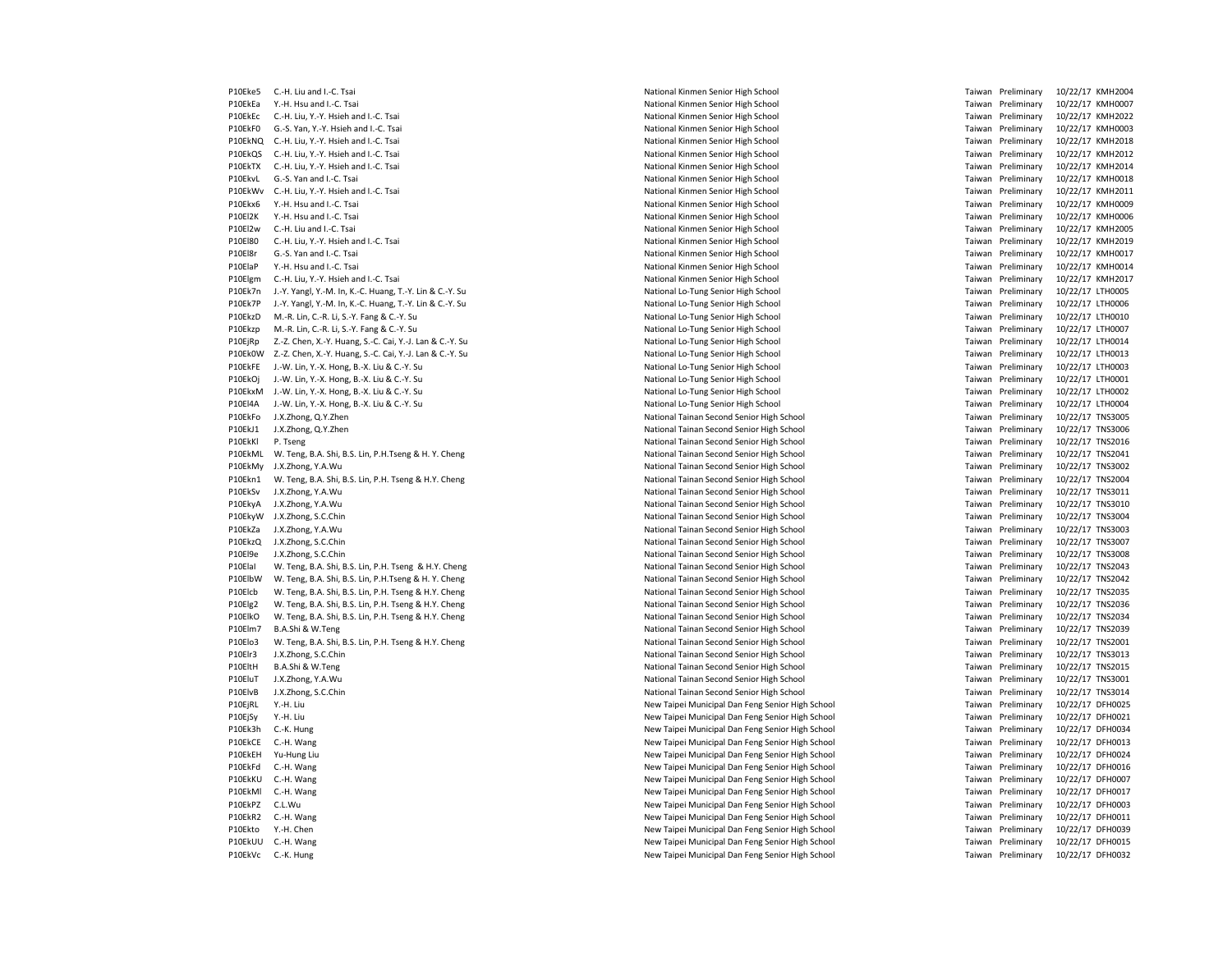| | | | | | | |
|---|---|---|---|---|---|---|
| P10Eke5 | C.-H. Liu and I.-C. Tsai | National Kinmen Senior High School | Taiwan | Preliminary | 10/22/17 | KMH2004 |
| P10EkEa | Y.-H. Hsu and I.-C. Tsai | National Kinmen Senior High School | Taiwan | Preliminary | 10/22/17 | KMH0007 |
| P10EkEc | C.-H. Liu, Y.-Y. Hsieh and I.-C. Tsai | National Kinmen Senior High School | Taiwan | Preliminary | 10/22/17 | KMH2022 |
| P10EkF0 | G.-S. Yan, Y.-Y. Hsieh and I.-C. Tsai | National Kinmen Senior High School | Taiwan | Preliminary | 10/22/17 | KMH0003 |
| P10EkNQ | C.-H. Liu, Y.-Y. Hsieh and I.-C. Tsai | National Kinmen Senior High School | Taiwan | Preliminary | 10/22/17 | KMH2018 |
| P10EkQS | C.-H. Liu, Y.-Y. Hsieh and I.-C. Tsai | National Kinmen Senior High School | Taiwan | Preliminary | 10/22/17 | KMH2012 |
| P10EkTX | C.-H. Liu, Y.-Y. Hsieh and I.-C. Tsai | National Kinmen Senior High School | Taiwan | Preliminary | 10/22/17 | KMH2014 |
| P10EkvL | G.-S. Yan and I.-C. Tsai | National Kinmen Senior High School | Taiwan | Preliminary | 10/22/17 | KMH0018 |
| P10EkWv | C.-H. Liu, Y.-Y. Hsieh and I.-C. Tsai | National Kinmen Senior High School | Taiwan | Preliminary | 10/22/17 | KMH2011 |
| P10Ekx6 | Y.-H. Hsu and I.-C. Tsai | National Kinmen Senior High School | Taiwan | Preliminary | 10/22/17 | KMH0009 |
| P10El2K | Y.-H. Hsu and I.-C. Tsai | National Kinmen Senior High School | Taiwan | Preliminary | 10/22/17 | KMH0006 |
| P10El2w | C.-H. Liu and I.-C. Tsai | National Kinmen Senior High School | Taiwan | Preliminary | 10/22/17 | KMH2005 |
| P10El80 | C.-H. Liu, Y.-Y. Hsieh and I.-C. Tsai | National Kinmen Senior High School | Taiwan | Preliminary | 10/22/17 | KMH2019 |
| P10El8r | G.-S. Yan and I.-C. Tsai | National Kinmen Senior High School | Taiwan | Preliminary | 10/22/17 | KMH0017 |
| P10ElaP | Y.-H. Hsu and I.-C. Tsai | National Kinmen Senior High School | Taiwan | Preliminary | 10/22/17 | KMH0014 |
| P10Elgm | C.-H. Liu, Y.-Y. Hsieh and I.-C. Tsai | National Kinmen Senior High School | Taiwan | Preliminary | 10/22/17 | KMH2017 |
| P10Ek7n | J.-Y. Yangl, Y.-M. In, K.-C. Huang, T.-Y. Lin & C.-Y. Su | National Lo-Tung Senior High School | Taiwan | Preliminary | 10/22/17 | LTH0005 |
| P10Ek7P | J.-Y. Yangl, Y.-M. In, K.-C. Huang, T.-Y. Lin & C.-Y. Su | National Lo-Tung Senior High School | Taiwan | Preliminary | 10/22/17 | LTH0006 |
| P10EkzD | M.-R. Lin, C.-R. Li, S.-Y. Fang & C.-Y. Su | National Lo-Tung Senior High School | Taiwan | Preliminary | 10/22/17 | LTH0010 |
| P10Ekzp | M.-R. Lin, C.-R. Li, S.-Y. Fang & C.-Y. Su | National Lo-Tung Senior High School | Taiwan | Preliminary | 10/22/17 | LTH0007 |
| P10EjRp | Z.-Z. Chen, X.-Y. Huang, S.-C. Cai, Y.-J. Lan & C.-Y. Su | National Lo-Tung Senior High School | Taiwan | Preliminary | 10/22/17 | LTH0014 |
| P10Ek0W | Z.-Z. Chen, X.-Y. Huang, S.-C. Cai, Y.-J. Lan & C.-Y. Su | National Lo-Tung Senior High School | Taiwan | Preliminary | 10/22/17 | LTH0013 |
| P10EkFE | J.-W. Lin, Y.-X. Hong, B.-X. Liu & C.-Y. Su | National Lo-Tung Senior High School | Taiwan | Preliminary | 10/22/17 | LTH0003 |
| P10EkOj | J.-W. Lin, Y.-X. Hong, B.-X. Liu & C.-Y. Su | National Lo-Tung Senior High School | Taiwan | Preliminary | 10/22/17 | LTH0001 |
| P10EkxM | J.-W. Lin, Y.-X. Hong, B.-X. Liu & C.-Y. Su | National Lo-Tung Senior High School | Taiwan | Preliminary | 10/22/17 | LTH0002 |
| P10El4A | J.-W. Lin, Y.-X. Hong, B.-X. Liu & C.-Y. Su | National Lo-Tung Senior High School | Taiwan | Preliminary | 10/22/17 | LTH0004 |
| P10EkFo | J.X.Zhong, Q.Y.Zhen | National Tainan Second Senior High School | Taiwan | Preliminary | 10/22/17 | TNS3005 |
| P10EkJ1 | J.X.Zhong, Q.Y.Zhen | National Tainan Second Senior High School | Taiwan | Preliminary | 10/22/17 | TNS3006 |
| P10EkKl | P. Tseng | National Tainan Second Senior High School | Taiwan | Preliminary | 10/22/17 | TNS2016 |
| P10EkML | W. Teng, B.A. Shi, B.S. Lin, P.H.Tseng & H. Y. Cheng | National Tainan Second Senior High School | Taiwan | Preliminary | 10/22/17 | TNS2041 |
| P10EkMy | J.X.Zhong, Y.A.Wu | National Tainan Second Senior High School | Taiwan | Preliminary | 10/22/17 | TNS3002 |
| P10Ekn1 | W. Teng, B.A. Shi, B.S. Lin, P.H. Tseng & H.Y. Cheng | National Tainan Second Senior High School | Taiwan | Preliminary | 10/22/17 | TNS2004 |
| P10EkSv | J.X.Zhong, Y.A.Wu | National Tainan Second Senior High School | Taiwan | Preliminary | 10/22/17 | TNS3011 |
| P10EkyA | J.X.Zhong, Y.A.Wu | National Tainan Second Senior High School | Taiwan | Preliminary | 10/22/17 | TNS3010 |
| P10EkyW | J.X.Zhong, S.C.Chin | National Tainan Second Senior High School | Taiwan | Preliminary | 10/22/17 | TNS3004 |
| P10EkZa | J.X.Zhong, Y.A.Wu | National Tainan Second Senior High School | Taiwan | Preliminary | 10/22/17 | TNS3003 |
| P10EkzQ | J.X.Zhong, S.C.Chin | National Tainan Second Senior High School | Taiwan | Preliminary | 10/22/17 | TNS3007 |
| P10El9e | J.X.Zhong, S.C.Chin | National Tainan Second Senior High School | Taiwan | Preliminary | 10/22/17 | TNS3008 |
| P10Elal | W. Teng, B.A. Shi, B.S. Lin, P.H. Tseng & H.Y. Cheng | National Tainan Second Senior High School | Taiwan | Preliminary | 10/22/17 | TNS2043 |
| P10ElbW | W. Teng, B.A. Shi, B.S. Lin, P.H.Tseng & H. Y. Cheng | National Tainan Second Senior High School | Taiwan | Preliminary | 10/22/17 | TNS2042 |
| P10Elcb | W. Teng, B.A. Shi, B.S. Lin, P.H. Tseng & H.Y. Cheng | National Tainan Second Senior High School | Taiwan | Preliminary | 10/22/17 | TNS2035 |
| P10Elg2 | W. Teng, B.A. Shi, B.S. Lin, P.H. Tseng & H.Y. Cheng | National Tainan Second Senior High School | Taiwan | Preliminary | 10/22/17 | TNS2036 |
| P10ElkO | W. Teng, B.A. Shi, B.S. Lin, P.H. Tseng & H.Y. Cheng | National Tainan Second Senior High School | Taiwan | Preliminary | 10/22/17 | TNS2034 |
| P10Elm7 | B.A.Shi & W.Teng | National Tainan Second Senior High School | Taiwan | Preliminary | 10/22/17 | TNS2039 |
| P10Elo3 | W. Teng, B.A. Shi, B.S. Lin, P.H. Tseng & H.Y. Cheng | National Tainan Second Senior High School | Taiwan | Preliminary | 10/22/17 | TNS2001 |
| P10Elr3 | J.X.Zhong, S.C.Chin | National Tainan Second Senior High School | Taiwan | Preliminary | 10/22/17 | TNS3013 |
| P10EltH | B.A.Shi & W.Teng | National Tainan Second Senior High School | Taiwan | Preliminary | 10/22/17 | TNS2015 |
| P10EluT | J.X.Zhong, Y.A.Wu | National Tainan Second Senior High School | Taiwan | Preliminary | 10/22/17 | TNS3001 |
| P10ElvB | J.X.Zhong, S.C.Chin | National Tainan Second Senior High School | Taiwan | Preliminary | 10/22/17 | TNS3014 |
| P10EjRL | Y.-H. Liu | New Taipei Municipal Dan Feng Senior High School | Taiwan | Preliminary | 10/22/17 | DFH0025 |
| P10EjSy | Y.-H. Liu | New Taipei Municipal Dan Feng Senior High School | Taiwan | Preliminary | 10/22/17 | DFH0021 |
| P10Ek3h | C.-K. Hung | New Taipei Municipal Dan Feng Senior High School | Taiwan | Preliminary | 10/22/17 | DFH0034 |
| P10EkCE | C.-H. Wang | New Taipei Municipal Dan Feng Senior High School | Taiwan | Preliminary | 10/22/17 | DFH0013 |
| P10EkEH | Yu-Hung Liu | New Taipei Municipal Dan Feng Senior High School | Taiwan | Preliminary | 10/22/17 | DFH0024 |
| P10EkFd | C.-H. Wang | New Taipei Municipal Dan Feng Senior High School | Taiwan | Preliminary | 10/22/17 | DFH0016 |
| P10EkKU | C.-H. Wang | New Taipei Municipal Dan Feng Senior High School | Taiwan | Preliminary | 10/22/17 | DFH0007 |
| P10EkMl | C.-H. Wang | New Taipei Municipal Dan Feng Senior High School | Taiwan | Preliminary | 10/22/17 | DFH0017 |
| P10EkPZ | C.L.Wu | New Taipei Municipal Dan Feng Senior High School | Taiwan | Preliminary | 10/22/17 | DFH0003 |
| P10EkR2 | C.-H. Wang | New Taipei Municipal Dan Feng Senior High School | Taiwan | Preliminary | 10/22/17 | DFH0011 |
| P10Ekto | Y.-H. Chen | New Taipei Municipal Dan Feng Senior High School | Taiwan | Preliminary | 10/22/17 | DFH0039 |
| P10EkUU | C.-H. Wang | New Taipei Municipal Dan Feng Senior High School | Taiwan | Preliminary | 10/22/17 | DFH0015 |
| P10EkVc | C.-K. Hung | New Taipei Municipal Dan Feng Senior High School | Taiwan | Preliminary | 10/22/17 | DFH0032 |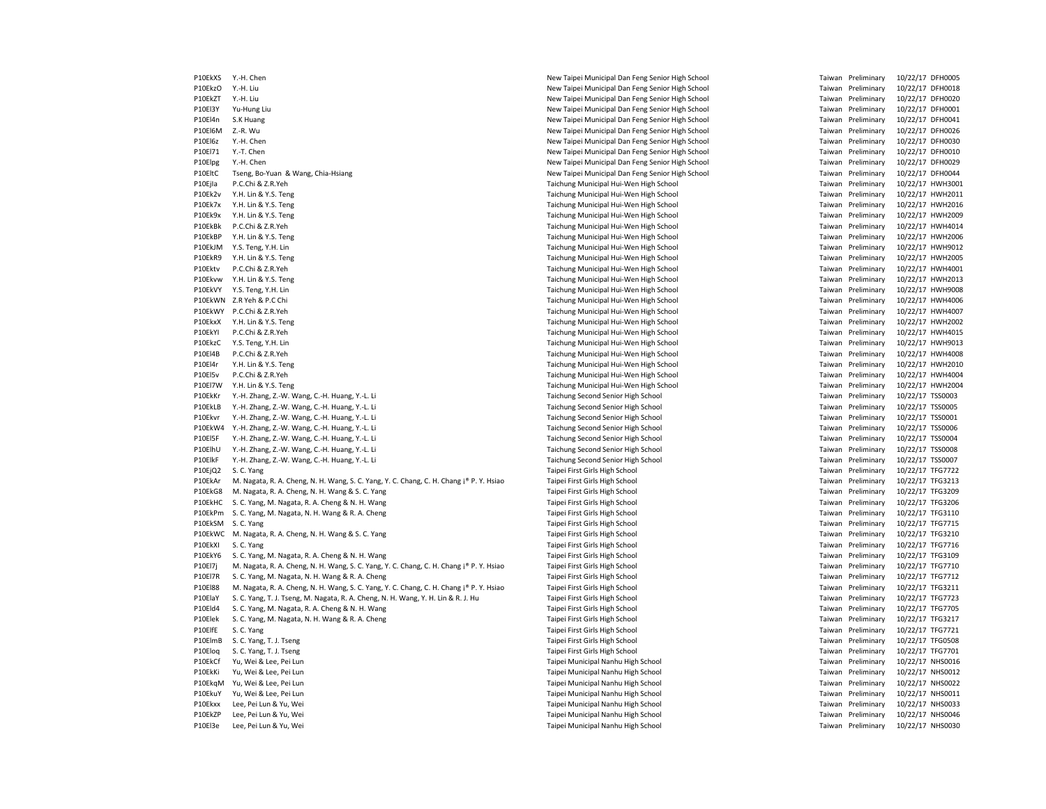| | | | | | | |
|---|---|---|---|---|---|---|
| P10EkXS | Y.-H. Chen | New Taipei Municipal Dan Feng Senior High School | Taiwan | Preliminary | 10/22/17 | DFH0005 |
| P10EkzO | Y.-H. Liu | New Taipei Municipal Dan Feng Senior High School | Taiwan | Preliminary | 10/22/17 | DFH0018 |
| P10EkZT | Y.-H. Liu | New Taipei Municipal Dan Feng Senior High School | Taiwan | Preliminary | 10/22/17 | DFH0020 |
| P10El3Y | Yu-Hung Liu | New Taipei Municipal Dan Feng Senior High School | Taiwan | Preliminary | 10/22/17 | DFH0001 |
| P10El4n | S.K Huang | New Taipei Municipal Dan Feng Senior High School | Taiwan | Preliminary | 10/22/17 | DFH0041 |
| P10El6M | Z.-R. Wu | New Taipei Municipal Dan Feng Senior High School | Taiwan | Preliminary | 10/22/17 | DFH0026 |
| P10El6z | Y.-H. Chen | New Taipei Municipal Dan Feng Senior High School | Taiwan | Preliminary | 10/22/17 | DFH0030 |
| P10El71 | Y.-T. Chen | New Taipei Municipal Dan Feng Senior High School | Taiwan | Preliminary | 10/22/17 | DFH0010 |
| P10Elpg | Y.-H. Chen | New Taipei Municipal Dan Feng Senior High School | Taiwan | Preliminary | 10/22/17 | DFH0029 |
| P10EltC | Tseng, Bo-Yuan & Wang, Chia-Hsiang | New Taipei Municipal Dan Feng Senior High School | Taiwan | Preliminary | 10/22/17 | DFH0044 |
| P10EjIa | P.C.Chi & Z.R.Yeh | Taichung Municipal Hui-Wen High School | Taiwan | Preliminary | 10/22/17 | HWH3001 |
| P10Ek2v | Y.H. Lin & Y.S. Teng | Taichung Municipal Hui-Wen High School | Taiwan | Preliminary | 10/22/17 | HWH2011 |
| P10Ek7x | Y.H. Lin & Y.S. Teng | Taichung Municipal Hui-Wen High School | Taiwan | Preliminary | 10/22/17 | HWH2016 |
| P10Ek9x | Y.H. Lin & Y.S. Teng | Taichung Municipal Hui-Wen High School | Taiwan | Preliminary | 10/22/17 | HWH2009 |
| P10EkBk | P.C.Chi & Z.R.Yeh | Taichung Municipal Hui-Wen High School | Taiwan | Preliminary | 10/22/17 | HWH4014 |
| P10EkBP | Y.H. Lin & Y.S. Teng | Taichung Municipal Hui-Wen High School | Taiwan | Preliminary | 10/22/17 | HWH2006 |
| P10EkJM | Y.S. Teng, Y.H. Lin | Taichung Municipal Hui-Wen High School | Taiwan | Preliminary | 10/22/17 | HWH9012 |
| P10EkR9 | Y.H. Lin & Y.S. Teng | Taichung Municipal Hui-Wen High School | Taiwan | Preliminary | 10/22/17 | HWH2005 |
| P10Ektv | P.C.Chi & Z.R.Yeh | Taichung Municipal Hui-Wen High School | Taiwan | Preliminary | 10/22/17 | HWH4001 |
| P10Ekvw | Y.H. Lin & Y.S. Teng | Taichung Municipal Hui-Wen High School | Taiwan | Preliminary | 10/22/17 | HWH2013 |
| P10EkVY | Y.S. Teng, Y.H. Lin | Taichung Municipal Hui-Wen High School | Taiwan | Preliminary | 10/22/17 | HWH9008 |
| P10EkWN | Z.R Yeh & P.C Chi | Taichung Municipal Hui-Wen High School | Taiwan | Preliminary | 10/22/17 | HWH4006 |
| P10EkWY | P.C.Chi & Z.R.Yeh | Taichung Municipal Hui-Wen High School | Taiwan | Preliminary | 10/22/17 | HWH4007 |
| P10EkxX | Y.H. Lin & Y.S. Teng | Taichung Municipal Hui-Wen High School | Taiwan | Preliminary | 10/22/17 | HWH2002 |
| P10EkYl | P.C.Chi & Z.R.Yeh | Taichung Municipal Hui-Wen High School | Taiwan | Preliminary | 10/22/17 | HWH4015 |
| P10EkzC | Y.S. Teng, Y.H. Lin | Taichung Municipal Hui-Wen High School | Taiwan | Preliminary | 10/22/17 | HWH9013 |
| P10El4B | P.C.Chi & Z.R.Yeh | Taichung Municipal Hui-Wen High School | Taiwan | Preliminary | 10/22/17 | HWH4008 |
| P10El4r | Y.H. Lin & Y.S. Teng | Taichung Municipal Hui-Wen High School | Taiwan | Preliminary | 10/22/17 | HWH2010 |
| P10El5v | P.C.Chi & Z.R.Yeh | Taichung Municipal Hui-Wen High School | Taiwan | Preliminary | 10/22/17 | HWH4004 |
| P10El7W | Y.H. Lin & Y.S. Teng | Taichung Municipal Hui-Wen High School | Taiwan | Preliminary | 10/22/17 | HWH2004 |
| P10EkKr | Y.-H. Zhang, Z.-W. Wang, C.-H. Huang, Y.-L. Li | Taichung Second Senior High School | Taiwan | Preliminary | 10/22/17 | TSS0003 |
| P10EkLB | Y.-H. Zhang, Z.-W. Wang, C.-H. Huang, Y.-L. Li | Taichung Second Senior High School | Taiwan | Preliminary | 10/22/17 | TSS0005 |
| P10Ekvr | Y.-H. Zhang, Z.-W. Wang, C.-H. Huang, Y.-L. Li | Taichung Second Senior High School | Taiwan | Preliminary | 10/22/17 | TSS0001 |
| P10EkW4 | Y.-H. Zhang, Z.-W. Wang, C.-H. Huang, Y.-L. Li | Taichung Second Senior High School | Taiwan | Preliminary | 10/22/17 | TSS0006 |
| P10El5F | Y.-H. Zhang, Z.-W. Wang, C.-H. Huang, Y.-L. Li | Taichung Second Senior High School | Taiwan | Preliminary | 10/22/17 | TSS0004 |
| P10ElhU | Y.-H. Zhang, Z.-W. Wang, C.-H. Huang, Y.-L. Li | Taichung Second Senior High School | Taiwan | Preliminary | 10/22/17 | TSS0008 |
| P10ElkF | Y.-H. Zhang, Z.-W. Wang, C.-H. Huang, Y.-L. Li | Taichung Second Senior High School | Taiwan | Preliminary | 10/22/17 | TSS0007 |
| P10EjQ2 | S. C. Yang | Taipei First Girls High School | Taiwan | Preliminary | 10/22/17 | TFG7722 |
| P10EkAr | M. Nagata, R. A. Cheng, N. H. Wang, S. C. Yang, Y. C. Chang, C. H. Chang ¡® P. Y. Hsiao | Taipei First Girls High School | Taiwan | Preliminary | 10/22/17 | TFG3213 |
| P10EkG8 | M. Nagata, R. A. Cheng, N. H. Wang & S. C. Yang | Taipei First Girls High School | Taiwan | Preliminary | 10/22/17 | TFG3209 |
| P10EkHC | S. C. Yang, M. Nagata, R. A. Cheng & N. H. Wang | Taipei First Girls High School | Taiwan | Preliminary | 10/22/17 | TFG3206 |
| P10EkPm | S. C. Yang, M. Nagata, N. H. Wang & R. A. Cheng | Taipei First Girls High School | Taiwan | Preliminary | 10/22/17 | TFG3110 |
| P10EkSM | S. C. Yang | Taipei First Girls High School | Taiwan | Preliminary | 10/22/17 | TFG7715 |
| P10EkWC | M. Nagata, R. A. Cheng, N. H. Wang & S. C. Yang | Taipei First Girls High School | Taiwan | Preliminary | 10/22/17 | TFG3210 |
| P10EkXl | S. C. Yang | Taipei First Girls High School | Taiwan | Preliminary | 10/22/17 | TFG7716 |
| P10EkY6 | S. C. Yang, M. Nagata, R. A. Cheng & N. H. Wang | Taipei First Girls High School | Taiwan | Preliminary | 10/22/17 | TFG3109 |
| P10El7j | M. Nagata, R. A. Cheng, N. H. Wang, S. C. Yang, Y. C. Chang, C. H. Chang ¡® P. Y. Hsiao | Taipei First Girls High School | Taiwan | Preliminary | 10/22/17 | TFG7710 |
| P10El7R | S. C. Yang, M. Nagata, N. H. Wang & R. A. Cheng | Taipei First Girls High School | Taiwan | Preliminary | 10/22/17 | TFG7712 |
| P10El88 | M. Nagata, R. A. Cheng, N. H. Wang, S. C. Yang, Y. C. Chang, C. H. Chang ¡® P. Y. Hsiao | Taipei First Girls High School | Taiwan | Preliminary | 10/22/17 | TFG3211 |
| P10ElaY | S. C. Yang, T. J. Tseng, M. Nagata, R. A. Cheng, N. H. Wang, Y. H. Lin & R. J. Hu | Taipei First Girls High School | Taiwan | Preliminary | 10/22/17 | TFG7723 |
| P10Eld4 | S. C. Yang, M. Nagata, R. A. Cheng & N. H. Wang | Taipei First Girls High School | Taiwan | Preliminary | 10/22/17 | TFG7705 |
| P10Elek | S. C. Yang, M. Nagata, N. H. Wang & R. A. Cheng | Taipei First Girls High School | Taiwan | Preliminary | 10/22/17 | TFG3217 |
| P10ElfE | S. C. Yang | Taipei First Girls High School | Taiwan | Preliminary | 10/22/17 | TFG7721 |
| P10ElmB | S. C. Yang, T. J. Tseng | Taipei First Girls High School | Taiwan | Preliminary | 10/22/17 | TFG0508 |
| P10Eloq | S. C. Yang, T. J. Tseng | Taipei First Girls High School | Taiwan | Preliminary | 10/22/17 | TFG7701 |
| P10EkCf | Yu, Wei & Lee, Pei Lun | Taipei Municipal Nanhu High School | Taiwan | Preliminary | 10/22/17 | NHS0016 |
| P10EkKi | Yu, Wei & Lee, Pei Lun | Taipei Municipal Nanhu High School | Taiwan | Preliminary | 10/22/17 | NHS0012 |
| P10EkqM | Yu, Wei & Lee, Pei Lun | Taipei Municipal Nanhu High School | Taiwan | Preliminary | 10/22/17 | NHS0022 |
| P10EkuY | Yu, Wei & Lee, Pei Lun | Taipei Municipal Nanhu High School | Taiwan | Preliminary | 10/22/17 | NHS0011 |
| P10Ekxx | Lee, Pei Lun & Yu, Wei | Taipei Municipal Nanhu High School | Taiwan | Preliminary | 10/22/17 | NHS0033 |
| P10EkZP | Lee, Pei Lun & Yu, Wei | Taipei Municipal Nanhu High School | Taiwan | Preliminary | 10/22/17 | NHS0046 |
| P10El3e | Lee, Pei Lun & Yu, Wei | Taipei Municipal Nanhu High School | Taiwan | Preliminary | 10/22/17 | NHS0030 |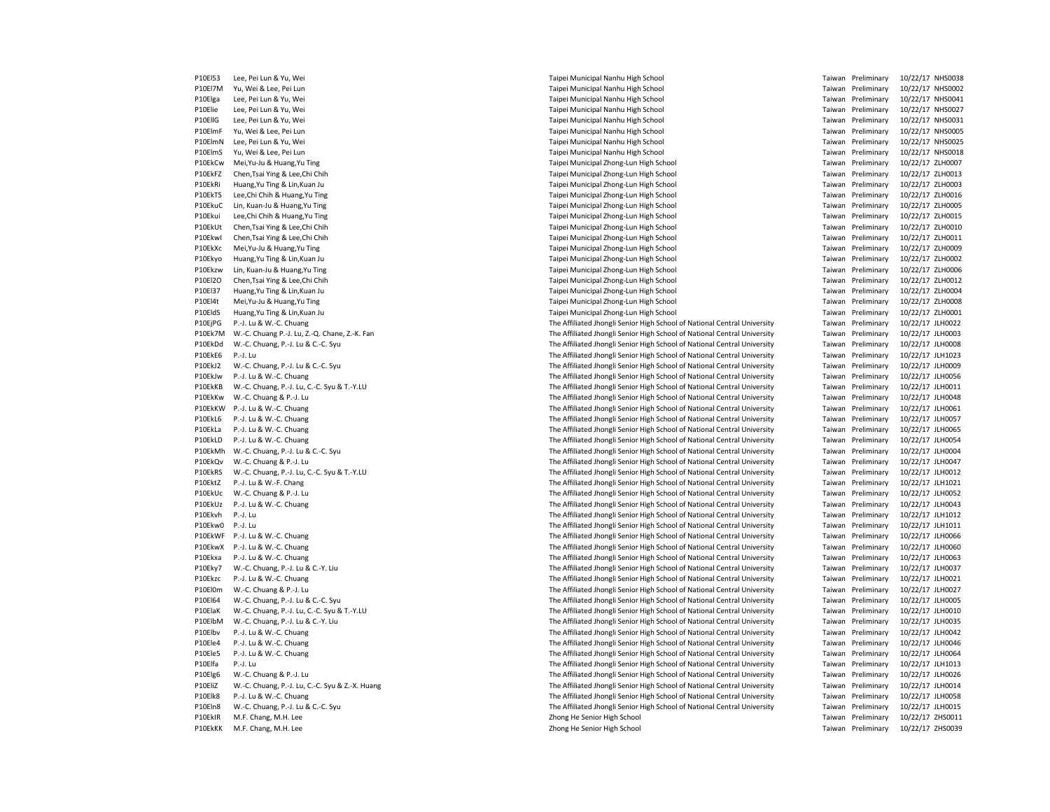| | | | | | | |
|---|---|---|---|---|---|---|
| P10El53 | Lee, Pei Lun & Yu, Wei | Taipei Municipal Nanhu High School | Taiwan | Preliminary | 10/22/17 | NHS0038 |
| P10El7M | Yu, Wei & Lee, Pei Lun | Taipei Municipal Nanhu High School | Taiwan | Preliminary | 10/22/17 | NHS0002 |
| P10Elga | Lee, Pei Lun & Yu, Wei | Taipei Municipal Nanhu High School | Taiwan | Preliminary | 10/22/17 | NHS0041 |
| P10Elie | Lee, Pei Lun & Yu, Wei | Taipei Municipal Nanhu High School | Taiwan | Preliminary | 10/22/17 | NHS0027 |
| P10ElIG | Lee, Pei Lun & Yu, Wei | Taipei Municipal Nanhu High School | Taiwan | Preliminary | 10/22/17 | NHS0031 |
| P10ElmF | Yu, Wei & Lee, Pei Lun | Taipei Municipal Nanhu High School | Taiwan | Preliminary | 10/22/17 | NHS0005 |
| P10ElmN | Lee, Pei Lun & Yu, Wei | Taipei Municipal Nanhu High School | Taiwan | Preliminary | 10/22/17 | NHS0025 |
| P10ElmS | Yu, Wei & Lee, Pei Lun | Taipei Municipal Nanhu High School | Taiwan | Preliminary | 10/22/17 | NHS0018 |
| P10EkCw | Mei,Yu-Ju & Huang,Yu Ting | Taipei Municipal Zhong-Lun High School | Taiwan | Preliminary | 10/22/17 | ZLH0007 |
| P10EkFZ | Chen,Tsai Ying & Lee,Chi Chih | Taipei Municipal Zhong-Lun High School | Taiwan | Preliminary | 10/22/17 | ZLH0013 |
| P10EkRi | Huang,Yu Ting & Lin,Kuan Ju | Taipei Municipal Zhong-Lun High School | Taiwan | Preliminary | 10/22/17 | ZLH0003 |
| P10EkTS | Lee,Chi Chih & Huang,Yu Ting | Taipei Municipal Zhong-Lun High School | Taiwan | Preliminary | 10/22/17 | ZLH0016 |
| P10EkuC | Lin, Kuan-Ju & Huang,Yu Ting | Taipei Municipal Zhong-Lun High School | Taiwan | Preliminary | 10/22/17 | ZLH0005 |
| P10Ekui | Lee,Chi Chih & Huang,Yu Ting | Taipei Municipal Zhong-Lun High School | Taiwan | Preliminary | 10/22/17 | ZLH0015 |
| P10EkUt | Chen,Tsai Ying & Lee,Chi Chih | Taipei Municipal Zhong-Lun High School | Taiwan | Preliminary | 10/22/17 | ZLH0010 |
| P10Ekwl | Chen,Tsai Ying & Lee,Chi Chih | Taipei Municipal Zhong-Lun High School | Taiwan | Preliminary | 10/22/17 | ZLH0011 |
| P10EkXc | Mei,Yu-Ju & Huang,Yu Ting | Taipei Municipal Zhong-Lun High School | Taiwan | Preliminary | 10/22/17 | ZLH0009 |
| P10Ekyo | Huang,Yu Ting & Lin,Kuan Ju | Taipei Municipal Zhong-Lun High School | Taiwan | Preliminary | 10/22/17 | ZLH0002 |
| P10Ekzw | Lin, Kuan-Ju & Huang,Yu Ting | Taipei Municipal Zhong-Lun High School | Taiwan | Preliminary | 10/22/17 | ZLH0006 |
| P10El2O | Chen,Tsai Ying & Lee,Chi Chih | Taipei Municipal Zhong-Lun High School | Taiwan | Preliminary | 10/22/17 | ZLH0012 |
| P10El37 | Huang,Yu Ting & Lin,Kuan Ju | Taipei Municipal Zhong-Lun High School | Taiwan | Preliminary | 10/22/17 | ZLH0004 |
| P10El4t | Mei,Yu-Ju & Huang,Yu Ting | Taipei Municipal Zhong-Lun High School | Taiwan | Preliminary | 10/22/17 | ZLH0008 |
| P10EldS | Huang,Yu Ting & Lin,Kuan Ju | Taipei Municipal Zhong-Lun High School | Taiwan | Preliminary | 10/22/17 | ZLH0001 |
| P10EjPG | P.-J. Lu & W.-C. Chuang | The Affiliated Jhongli Senior High School of National Central University | Taiwan | Preliminary | 10/22/17 | JLH0022 |
| P10Ek7M | W.-C. Chuang P.-J. Lu, Z.-Q. Chane, Z.-K. Fan | The Affiliated Jhongli Senior High School of National Central University | Taiwan | Preliminary | 10/22/17 | JLH0003 |
| P10EkDd | W.-C. Chuang, P.-J. Lu & C.-C. Syu | The Affiliated Jhongli Senior High School of National Central University | Taiwan | Preliminary | 10/22/17 | JLH0008 |
| P10EkE6 | P.-J. Lu | The Affiliated Jhongli Senior High School of National Central University | Taiwan | Preliminary | 10/22/17 | JLH1023 |
| P10EkJ2 | W.-C. Chuang, P.-J. Lu & C.-C. Syu | The Affiliated Jhongli Senior High School of National Central University | Taiwan | Preliminary | 10/22/17 | JLH0009 |
| P10EkJw | P.-J. Lu & W.-C. Chuang | The Affiliated Jhongli Senior High School of National Central University | Taiwan | Preliminary | 10/22/17 | JLH0056 |
| P10EkKB | W.-C. Chuang, P.-J. Lu, C.-C. Syu & T.-Y.LU | The Affiliated Jhongli Senior High School of National Central University | Taiwan | Preliminary | 10/22/17 | JLH0011 |
| P10EkKw | W.-C. Chuang & P.-J. Lu | The Affiliated Jhongli Senior High School of National Central University | Taiwan | Preliminary | 10/22/17 | JLH0048 |
| P10EkKW | P.-J. Lu & W.-C. Chuang | The Affiliated Jhongli Senior High School of National Central University | Taiwan | Preliminary | 10/22/17 | JLH0061 |
| P10EkL6 | P.-J. Lu & W.-C. Chuang | The Affiliated Jhongli Senior High School of National Central University | Taiwan | Preliminary | 10/22/17 | JLH0057 |
| P10EkLa | P.-J. Lu & W.-C. Chuang | The Affiliated Jhongli Senior High School of National Central University | Taiwan | Preliminary | 10/22/17 | JLH0065 |
| P10EkLD | P.-J. Lu & W.-C. Chuang | The Affiliated Jhongli Senior High School of National Central University | Taiwan | Preliminary | 10/22/17 | JLH0054 |
| P10EkMh | W.-C. Chuang, P.-J. Lu & C.-C. Syu | The Affiliated Jhongli Senior High School of National Central University | Taiwan | Preliminary | 10/22/17 | JLH0004 |
| P10EkQv | W.-C. Chuang & P.-J. Lu | The Affiliated Jhongli Senior High School of National Central University | Taiwan | Preliminary | 10/22/17 | JLH0047 |
| P10EkRS | W.-C. Chuang, P.-J. Lu, C.-C. Syu & T.-Y.LU | The Affiliated Jhongli Senior High School of National Central University | Taiwan | Preliminary | 10/22/17 | JLH0012 |
| P10EktZ | P.-J. Lu & W.-F. Chang | The Affiliated Jhongli Senior High School of National Central University | Taiwan | Preliminary | 10/22/17 | JLH1021 |
| P10EkUc | W.-C. Chuang & P.-J. Lu | The Affiliated Jhongli Senior High School of National Central University | Taiwan | Preliminary | 10/22/17 | JLH0052 |
| P10EkUz | P.-J. Lu & W.-C. Chuang | The Affiliated Jhongli Senior High School of National Central University | Taiwan | Preliminary | 10/22/17 | JLH0043 |
| P10Ekvh | P.-J. Lu | The Affiliated Jhongli Senior High School of National Central University | Taiwan | Preliminary | 10/22/17 | JLH1012 |
| P10Ekw0 | P.-J. Lu | The Affiliated Jhongli Senior High School of National Central University | Taiwan | Preliminary | 10/22/17 | JLH1011 |
| P10EkWF | P.-J. Lu & W.-C. Chuang | The Affiliated Jhongli Senior High School of National Central University | Taiwan | Preliminary | 10/22/17 | JLH0066 |
| P10EkwX | P.-J. Lu & W.-C. Chuang | The Affiliated Jhongli Senior High School of National Central University | Taiwan | Preliminary | 10/22/17 | JLH0060 |
| P10Ekxa | P.-J. Lu & W.-C. Chuang | The Affiliated Jhongli Senior High School of National Central University | Taiwan | Preliminary | 10/22/17 | JLH0063 |
| P10Eky7 | W.-C. Chuang, P.-J. Lu & C.-Y. Liu | The Affiliated Jhongli Senior High School of National Central University | Taiwan | Preliminary | 10/22/17 | JLH0037 |
| P10Ekzc | P.-J. Lu & W.-C. Chuang | The Affiliated Jhongli Senior High School of National Central University | Taiwan | Preliminary | 10/22/17 | JLH0021 |
| P10El0m | W.-C. Chuang & P.-J. Lu | The Affiliated Jhongli Senior High School of National Central University | Taiwan | Preliminary | 10/22/17 | JLH0027 |
| P10El64 | W.-C. Chuang, P.-J. Lu & C.-C. Syu | The Affiliated Jhongli Senior High School of National Central University | Taiwan | Preliminary | 10/22/17 | JLH0005 |
| P10ElaK | W.-C. Chuang, P.-J. Lu, C.-C. Syu & T.-Y.LU | The Affiliated Jhongli Senior High School of National Central University | Taiwan | Preliminary | 10/22/17 | JLH0010 |
| P10ElbM | W.-C. Chuang, P.-J. Lu & C.-Y. Liu | The Affiliated Jhongli Senior High School of National Central University | Taiwan | Preliminary | 10/22/17 | JLH0035 |
| P10Elbv | P.-J. Lu & W.-C. Chuang | The Affiliated Jhongli Senior High School of National Central University | Taiwan | Preliminary | 10/22/17 | JLH0042 |
| P10Ele4 | P.-J. Lu & W.-C. Chuang | The Affiliated Jhongli Senior High School of National Central University | Taiwan | Preliminary | 10/22/17 | JLH0046 |
| P10Ele5 | P.-J. Lu & W.-C. Chuang | The Affiliated Jhongli Senior High School of National Central University | Taiwan | Preliminary | 10/22/17 | JLH0064 |
| P10Elfa | P.-J. Lu | The Affiliated Jhongli Senior High School of National Central University | Taiwan | Preliminary | 10/22/17 | JLH1013 |
| P10Elg6 | W.-C. Chuang & P.-J. Lu | The Affiliated Jhongli Senior High School of National Central University | Taiwan | Preliminary | 10/22/17 | JLH0026 |
| P10EliZ | W.-C. Chuang, P.-J. Lu, C.-C. Syu & Z.-X. Huang | The Affiliated Jhongli Senior High School of National Central University | Taiwan | Preliminary | 10/22/17 | JLH0014 |
| P10Elk8 | P.-J. Lu & W.-C. Chuang | The Affiliated Jhongli Senior High School of National Central University | Taiwan | Preliminary | 10/22/17 | JLH0058 |
| P10Eln8 | W.-C. Chuang, P.-J. Lu & C.-C. Syu | The Affiliated Jhongli Senior High School of National Central University | Taiwan | Preliminary | 10/22/17 | JLH0015 |
| P10EkIR | M.F. Chang, M.H. Lee | Zhong He Senior High School | Taiwan | Preliminary | 10/22/17 | ZHS0011 |
| P10EkKK | M.F. Chang, M.H. Lee | Zhong He Senior High School | Taiwan | Preliminary | 10/22/17 | ZHS0039 |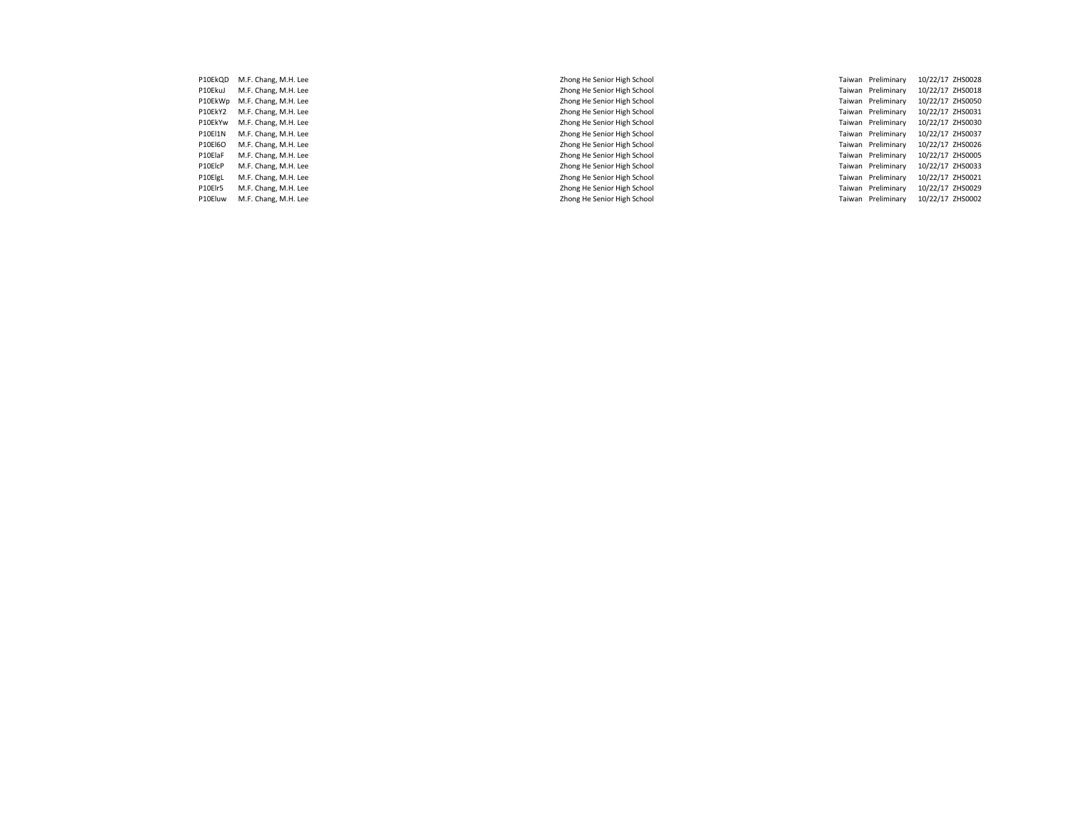| | | | | | | |
|---|---|---|---|---|---|---|
| P10EkQD | M.F. Chang, M.H. Lee | Zhong He Senior High School | Taiwan | Preliminary | 10/22/17 | ZHS0028 |
| P10EkuJ | M.F. Chang, M.H. Lee | Zhong He Senior High School | Taiwan | Preliminary | 10/22/17 | ZHS0018 |
| P10EkWp | M.F. Chang, M.H. Lee | Zhong He Senior High School | Taiwan | Preliminary | 10/22/17 | ZHS0050 |
| P10EkY2 | M.F. Chang, M.H. Lee | Zhong He Senior High School | Taiwan | Preliminary | 10/22/17 | ZHS0031 |
| P10EkYw | M.F. Chang, M.H. Lee | Zhong He Senior High School | Taiwan | Preliminary | 10/22/17 | ZHS0030 |
| P10El1N | M.F. Chang, M.H. Lee | Zhong He Senior High School | Taiwan | Preliminary | 10/22/17 | ZHS0037 |
| P10El6O | M.F. Chang, M.H. Lee | Zhong He Senior High School | Taiwan | Preliminary | 10/22/17 | ZHS0026 |
| P10ElaF | M.F. Chang, M.H. Lee | Zhong He Senior High School | Taiwan | Preliminary | 10/22/17 | ZHS0005 |
| P10ElcP | M.F. Chang, M.H. Lee | Zhong He Senior High School | Taiwan | Preliminary | 10/22/17 | ZHS0033 |
| P10ElgL | M.F. Chang, M.H. Lee | Zhong He Senior High School | Taiwan | Preliminary | 10/22/17 | ZHS0021 |
| P10Elr5 | M.F. Chang, M.H. Lee | Zhong He Senior High School | Taiwan | Preliminary | 10/22/17 | ZHS0029 |
| P10Eluw | M.F. Chang, M.H. Lee | Zhong He Senior High School | Taiwan | Preliminary | 10/22/17 | ZHS0002 |